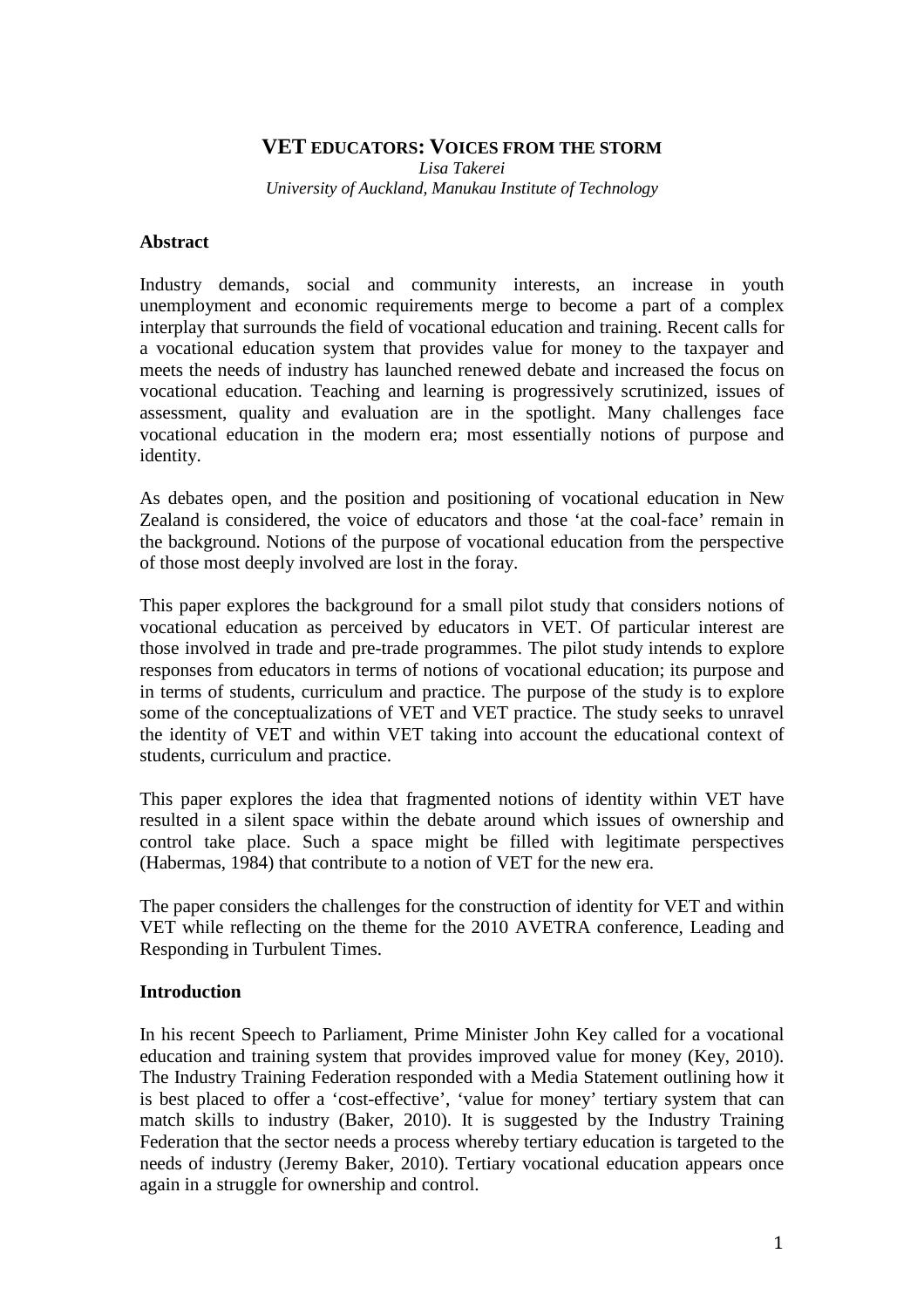# VET EDUCATORS: VOICES FROM THE STORM

*Lisa Takerei*
*University of Auckland, Manukau Institute of Technology*

## Abstract

Industry demands, social and community interests, an increase in youth unemployment and economic requirements merge to become a part of a complex interplay that surrounds the field of vocational education and training. Recent calls for a vocational education system that provides value for money to the taxpayer and meets the needs of industry has launched renewed debate and increased the focus on vocational education. Teaching and learning is progressively scrutinized, issues of assessment, quality and evaluation are in the spotlight. Many challenges face vocational education in the modern era; most essentially notions of purpose and identity.

As debates open, and the position and positioning of vocational education in New Zealand is considered, the voice of educators and those 'at the coal-face' remain in the background. Notions of the purpose of vocational education from the perspective of those most deeply involved are lost in the foray.

This paper explores the background for a small pilot study that considers notions of vocational education as perceived by educators in VET. Of particular interest are those involved in trade and pre-trade programmes. The pilot study intends to explore responses from educators in terms of notions of vocational education; its purpose and in terms of students, curriculum and practice. The purpose of the study is to explore some of the conceptualizations of VET and VET practice. The study seeks to unravel the identity of VET and within VET taking into account the educational context of students, curriculum and practice.

This paper explores the idea that fragmented notions of identity within VET have resulted in a silent space within the debate around which issues of ownership and control take place. Such a space might be filled with legitimate perspectives (Habermas, 1984) that contribute to a notion of VET for the new era.

The paper considers the challenges for the construction of identity for VET and within VET while reflecting on the theme for the 2010 AVETRA conference, Leading and Responding in Turbulent Times.

## Introduction

In his recent Speech to Parliament, Prime Minister John Key called for a vocational education and training system that provides improved value for money (Key, 2010). The Industry Training Federation responded with a Media Statement outlining how it is best placed to offer a 'cost-effective', 'value for money' tertiary system that can match skills to industry (Baker, 2010). It is suggested by the Industry Training Federation that the sector needs a process whereby tertiary education is targeted to the needs of industry (Jeremy Baker, 2010). Tertiary vocational education appears once again in a struggle for ownership and control.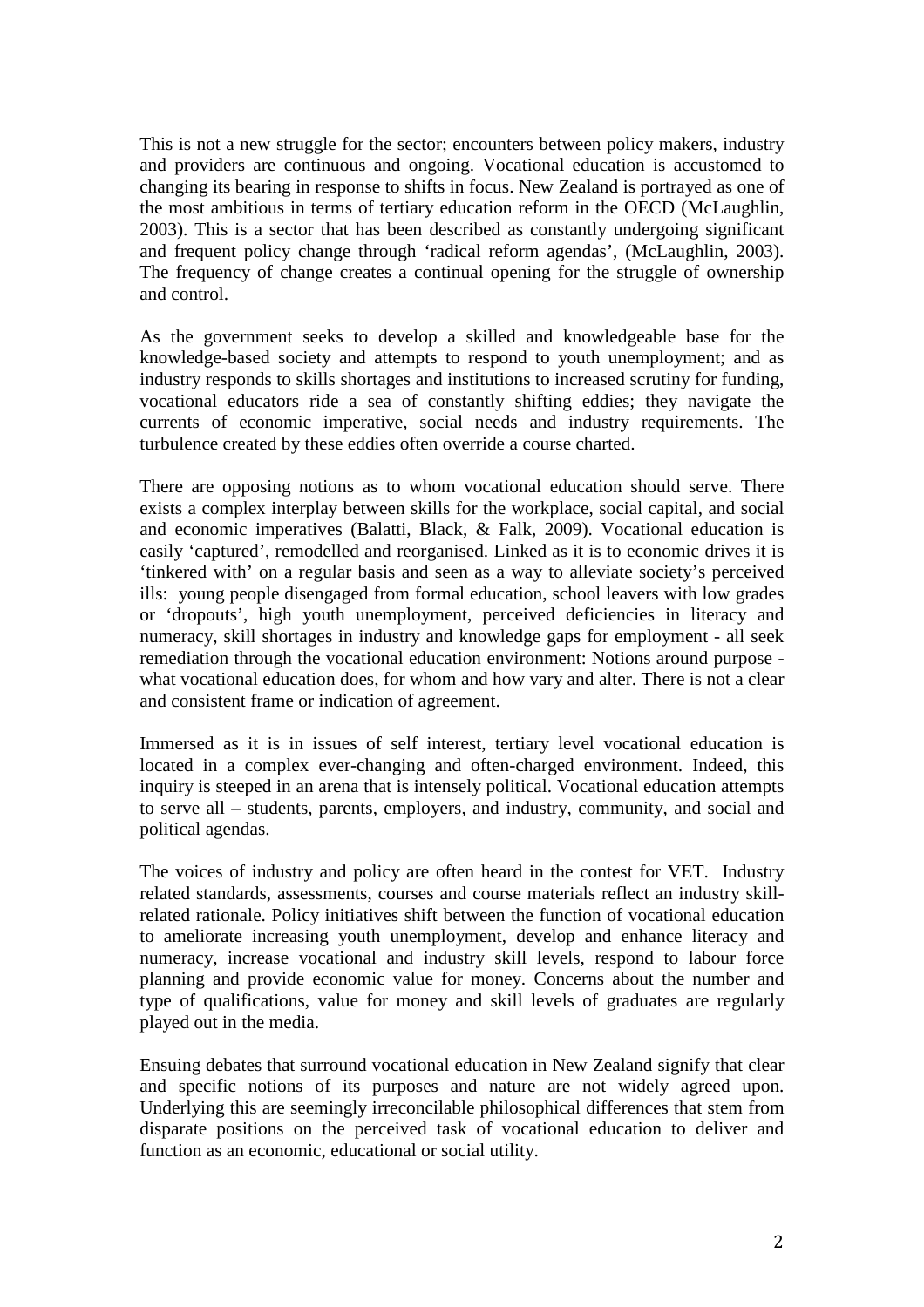This is not a new struggle for the sector; encounters between policy makers, industry and providers are continuous and ongoing. Vocational education is accustomed to changing its bearing in response to shifts in focus. New Zealand is portrayed as one of the most ambitious in terms of tertiary education reform in the OECD (McLaughlin, 2003). This is a sector that has been described as constantly undergoing significant and frequent policy change through 'radical reform agendas', (McLaughlin, 2003). The frequency of change creates a continual opening for the struggle of ownership and control.

As the government seeks to develop a skilled and knowledgeable base for the knowledge-based society and attempts to respond to youth unemployment; and as industry responds to skills shortages and institutions to increased scrutiny for funding, vocational educators ride a sea of constantly shifting eddies; they navigate the currents of economic imperative, social needs and industry requirements. The turbulence created by these eddies often override a course charted.

There are opposing notions as to whom vocational education should serve. There exists a complex interplay between skills for the workplace, social capital, and social and economic imperatives (Balatti, Black, & Falk, 2009). Vocational education is easily 'captured', remodelled and reorganised. Linked as it is to economic drives it is 'tinkered with' on a regular basis and seen as a way to alleviate society's perceived ills: young people disengaged from formal education, school leavers with low grades or 'dropouts', high youth unemployment, perceived deficiencies in literacy and numeracy, skill shortages in industry and knowledge gaps for employment - all seek remediation through the vocational education environment: Notions around purpose - what vocational education does, for whom and how vary and alter. There is not a clear and consistent frame or indication of agreement.

Immersed as it is in issues of self interest, tertiary level vocational education is located in a complex ever-changing and often-charged environment. Indeed, this inquiry is steeped in an arena that is intensely political. Vocational education attempts to serve all – students, parents, employers, and industry, community, and social and political agendas.

The voices of industry and policy are often heard in the contest for VET. Industry related standards, assessments, courses and course materials reflect an industry skill-related rationale. Policy initiatives shift between the function of vocational education to ameliorate increasing youth unemployment, develop and enhance literacy and numeracy, increase vocational and industry skill levels, respond to labour force planning and provide economic value for money. Concerns about the number and type of qualifications, value for money and skill levels of graduates are regularly played out in the media.

Ensuing debates that surround vocational education in New Zealand signify that clear and specific notions of its purposes and nature are not widely agreed upon. Underlying this are seemingly irreconcilable philosophical differences that stem from disparate positions on the perceived task of vocational education to deliver and function as an economic, educational or social utility.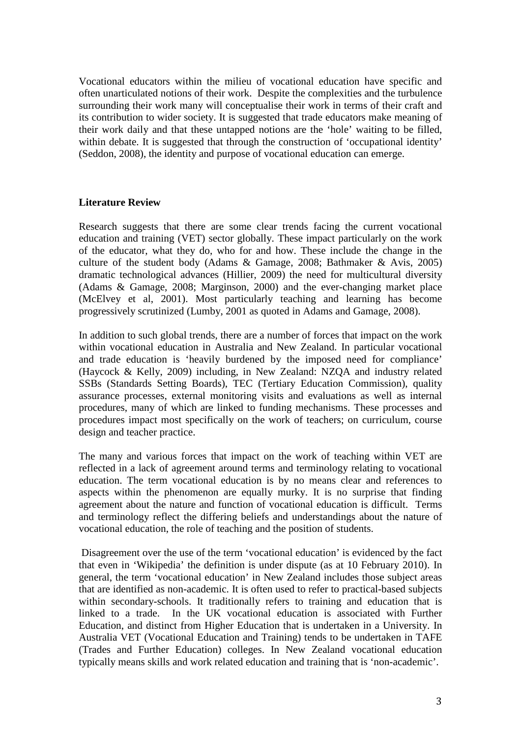Vocational educators within the milieu of vocational education have specific and often unarticulated notions of their work. Despite the complexities and the turbulence surrounding their work many will conceptualise their work in terms of their craft and its contribution to wider society. It is suggested that trade educators make meaning of their work daily and that these untapped notions are the 'hole' waiting to be filled, within debate. It is suggested that through the construction of 'occupational identity' (Seddon, 2008), the identity and purpose of vocational education can emerge.

**Literature Review**

Research suggests that there are some clear trends facing the current vocational education and training (VET) sector globally. These impact particularly on the work of the educator, what they do, who for and how. These include the change in the culture of the student body (Adams & Gamage, 2008; Bathmaker & Avis, 2005) dramatic technological advances (Hillier, 2009) the need for multicultural diversity (Adams & Gamage, 2008; Marginson, 2000) and the ever-changing market place (McElvey et al, 2001). Most particularly teaching and learning has become progressively scrutinized (Lumby, 2001 as quoted in Adams and Gamage, 2008).

In addition to such global trends, there are a number of forces that impact on the work within vocational education in Australia and New Zealand. In particular vocational and trade education is 'heavily burdened by the imposed need for compliance' (Haycock & Kelly, 2009) including, in New Zealand: NZQA and industry related SSBs (Standards Setting Boards), TEC (Tertiary Education Commission), quality assurance processes, external monitoring visits and evaluations as well as internal procedures, many of which are linked to funding mechanisms. These processes and procedures impact most specifically on the work of teachers; on curriculum, course design and teacher practice.

The many and various forces that impact on the work of teaching within VET are reflected in a lack of agreement around terms and terminology relating to vocational education. The term vocational education is by no means clear and references to aspects within the phenomenon are equally murky. It is no surprise that finding agreement about the nature and function of vocational education is difficult. Terms and terminology reflect the differing beliefs and understandings about the nature of vocational education, the role of teaching and the position of students.

Disagreement over the use of the term 'vocational education' is evidenced by the fact that even in 'Wikipedia' the definition is under dispute (as at 10 February 2010). In general, the term 'vocational education' in New Zealand includes those subject areas that are identified as non-academic. It is often used to refer to practical-based subjects within secondary-schools. It traditionally refers to training and education that is linked to a trade. In the UK vocational education is associated with Further Education, and distinct from Higher Education that is undertaken in a University. In Australia VET (Vocational Education and Training) tends to be undertaken in TAFE (Trades and Further Education) colleges. In New Zealand vocational education typically means skills and work related education and training that is 'non-academic'.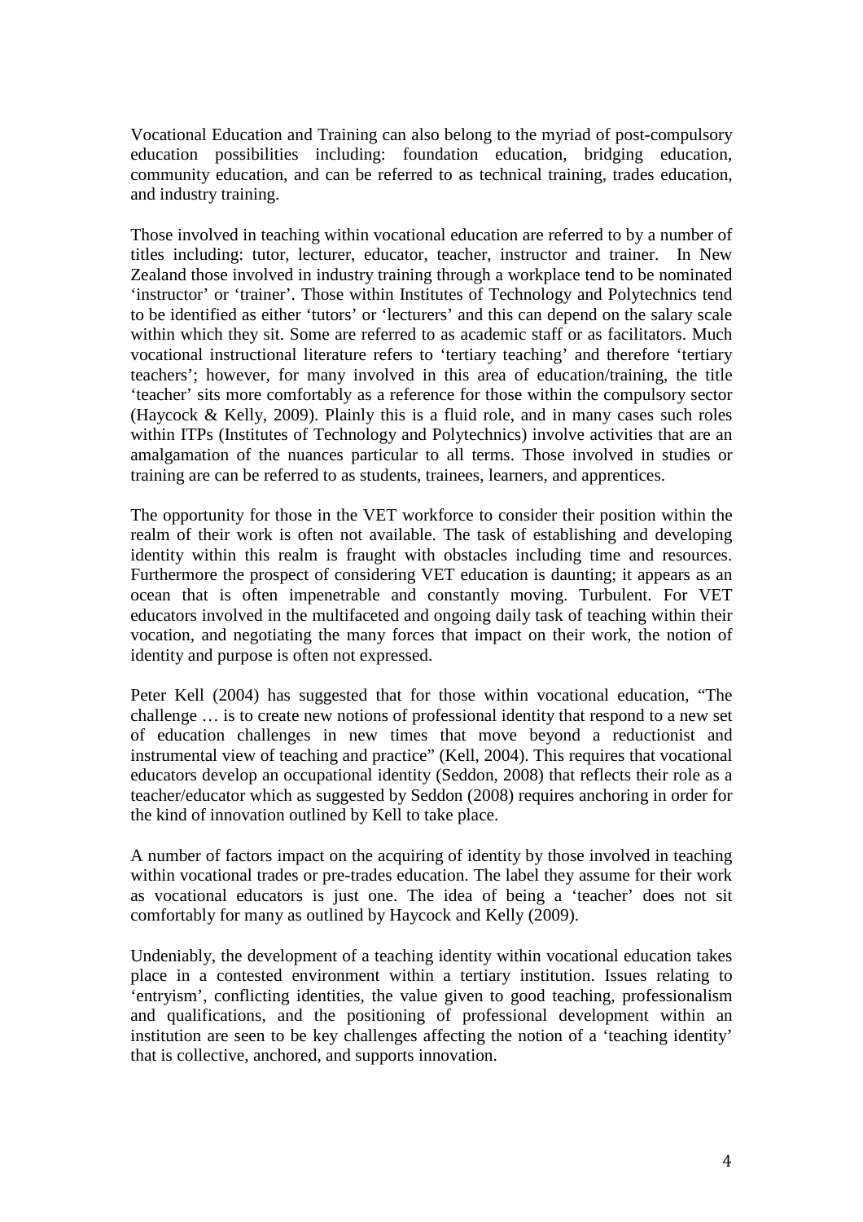Vocational Education and Training can also belong to the myriad of post-compulsory education possibilities including: foundation education, bridging education, community education, and can be referred to as technical training, trades education, and industry training.

Those involved in teaching within vocational education are referred to by a number of titles including: tutor, lecturer, educator, teacher, instructor and trainer. In New Zealand those involved in industry training through a workplace tend to be nominated 'instructor' or 'trainer'. Those within Institutes of Technology and Polytechnics tend to be identified as either 'tutors' or 'lecturers' and this can depend on the salary scale within which they sit. Some are referred to as academic staff or as facilitators. Much vocational instructional literature refers to 'tertiary teaching' and therefore 'tertiary teachers'; however, for many involved in this area of education/training, the title 'teacher' sits more comfortably as a reference for those within the compulsory sector (Haycock & Kelly, 2009). Plainly this is a fluid role, and in many cases such roles within ITPs (Institutes of Technology and Polytechnics) involve activities that are an amalgamation of the nuances particular to all terms. Those involved in studies or training are can be referred to as students, trainees, learners, and apprentices.

The opportunity for those in the VET workforce to consider their position within the realm of their work is often not available. The task of establishing and developing identity within this realm is fraught with obstacles including time and resources. Furthermore the prospect of considering VET education is daunting; it appears as an ocean that is often impenetrable and constantly moving. Turbulent. For VET educators involved in the multifaceted and ongoing daily task of teaching within their vocation, and negotiating the many forces that impact on their work, the notion of identity and purpose is often not expressed.

Peter Kell (2004) has suggested that for those within vocational education, "The challenge … is to create new notions of professional identity that respond to a new set of education challenges in new times that move beyond a reductionist and instrumental view of teaching and practice" (Kell, 2004). This requires that vocational educators develop an occupational identity (Seddon, 2008) that reflects their role as a teacher/educator which as suggested by Seddon (2008) requires anchoring in order for the kind of innovation outlined by Kell to take place.

A number of factors impact on the acquiring of identity by those involved in teaching within vocational trades or pre-trades education. The label they assume for their work as vocational educators is just one. The idea of being a 'teacher' does not sit comfortably for many as outlined by Haycock and Kelly (2009).

Undeniably, the development of a teaching identity within vocational education takes place in a contested environment within a tertiary institution. Issues relating to 'entryism', conflicting identities, the value given to good teaching, professionalism and qualifications, and the positioning of professional development within an institution are seen to be key challenges affecting the notion of a 'teaching identity' that is collective, anchored, and supports innovation.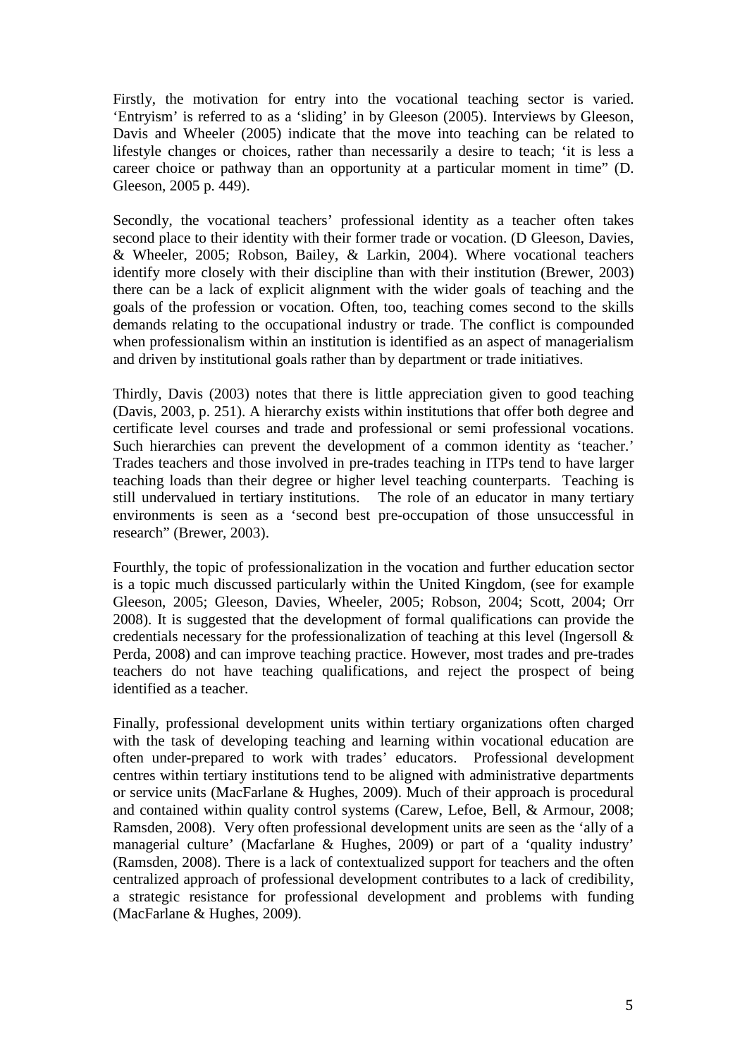Firstly, the motivation for entry into the vocational teaching sector is varied. 'Entryism' is referred to as a 'sliding' in by Gleeson (2005). Interviews by Gleeson, Davis and Wheeler (2005) indicate that the move into teaching can be related to lifestyle changes or choices, rather than necessarily a desire to teach; 'it is less a career choice or pathway than an opportunity at a particular moment in time" (D. Gleeson, 2005 p. 449).

Secondly, the vocational teachers' professional identity as a teacher often takes second place to their identity with their former trade or vocation. (D Gleeson, Davies, & Wheeler, 2005; Robson, Bailey, & Larkin, 2004). Where vocational teachers identify more closely with their discipline than with their institution (Brewer, 2003) there can be a lack of explicit alignment with the wider goals of teaching and the goals of the profession or vocation. Often, too, teaching comes second to the skills demands relating to the occupational industry or trade. The conflict is compounded when professionalism within an institution is identified as an aspect of managerialism and driven by institutional goals rather than by department or trade initiatives.

Thirdly, Davis (2003) notes that there is little appreciation given to good teaching (Davis, 2003, p. 251). A hierarchy exists within institutions that offer both degree and certificate level courses and trade and professional or semi professional vocations. Such hierarchies can prevent the development of a common identity as 'teacher.' Trades teachers and those involved in pre-trades teaching in ITPs tend to have larger teaching loads than their degree or higher level teaching counterparts. Teaching is still undervalued in tertiary institutions. The role of an educator in many tertiary environments is seen as a 'second best pre-occupation of those unsuccessful in research" (Brewer, 2003).

Fourthly, the topic of professionalization in the vocation and further education sector is a topic much discussed particularly within the United Kingdom, (see for example Gleeson, 2005; Gleeson, Davies, Wheeler, 2005; Robson, 2004; Scott, 2004; Orr 2008). It is suggested that the development of formal qualifications can provide the credentials necessary for the professionalization of teaching at this level (Ingersoll & Perda, 2008) and can improve teaching practice. However, most trades and pre-trades teachers do not have teaching qualifications, and reject the prospect of being identified as a teacher.

Finally, professional development units within tertiary organizations often charged with the task of developing teaching and learning within vocational education are often under-prepared to work with trades' educators. Professional development centres within tertiary institutions tend to be aligned with administrative departments or service units (MacFarlane & Hughes, 2009). Much of their approach is procedural and contained within quality control systems (Carew, Lefoe, Bell, & Armour, 2008; Ramsden, 2008). Very often professional development units are seen as the 'ally of a managerial culture' (Macfarlane & Hughes, 2009) or part of a 'quality industry' (Ramsden, 2008). There is a lack of contextualized support for teachers and the often centralized approach of professional development contributes to a lack of credibility, a strategic resistance for professional development and problems with funding (MacFarlane & Hughes, 2009).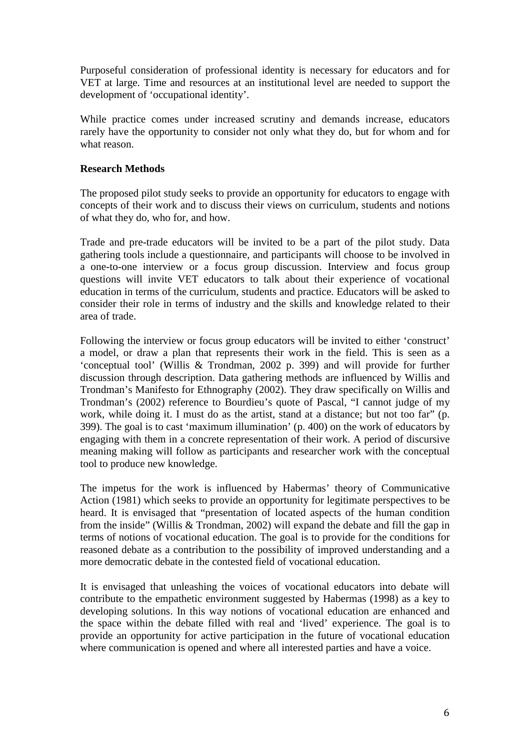Purposeful consideration of professional identity is necessary for educators and for VET at large. Time and resources at an institutional level are needed to support the development of 'occupational identity'.

While practice comes under increased scrutiny and demands increase, educators rarely have the opportunity to consider not only what they do, but for whom and for what reason.

**Research Methods**

The proposed pilot study seeks to provide an opportunity for educators to engage with concepts of their work and to discuss their views on curriculum, students and notions of what they do, who for, and how.

Trade and pre-trade educators will be invited to be a part of the pilot study. Data gathering tools include a questionnaire, and participants will choose to be involved in a one-to-one interview or a focus group discussion. Interview and focus group questions will invite VET educators to talk about their experience of vocational education in terms of the curriculum, students and practice. Educators will be asked to consider their role in terms of industry and the skills and knowledge related to their area of trade.

Following the interview or focus group educators will be invited to either 'construct' a model, or draw a plan that represents their work in the field. This is seen as a 'conceptual tool' (Willis & Trondman, 2002 p. 399) and will provide for further discussion through description. Data gathering methods are influenced by Willis and Trondman's Manifesto for Ethnography (2002). They draw specifically on Willis and Trondman's (2002) reference to Bourdieu's quote of Pascal, "I cannot judge of my work, while doing it. I must do as the artist, stand at a distance; but not too far" (p. 399). The goal is to cast 'maximum illumination' (p. 400) on the work of educators by engaging with them in a concrete representation of their work. A period of discursive meaning making will follow as participants and researcher work with the conceptual tool to produce new knowledge.

The impetus for the work is influenced by Habermas' theory of Communicative Action (1981) which seeks to provide an opportunity for legitimate perspectives to be heard. It is envisaged that "presentation of located aspects of the human condition from the inside" (Willis & Trondman, 2002) will expand the debate and fill the gap in terms of notions of vocational education. The goal is to provide for the conditions for reasoned debate as a contribution to the possibility of improved understanding and a more democratic debate in the contested field of vocational education.

It is envisaged that unleashing the voices of vocational educators into debate will contribute to the empathetic environment suggested by Habermas (1998) as a key to developing solutions. In this way notions of vocational education are enhanced and the space within the debate filled with real and 'lived' experience. The goal is to provide an opportunity for active participation in the future of vocational education where communication is opened and where all interested parties and have a voice.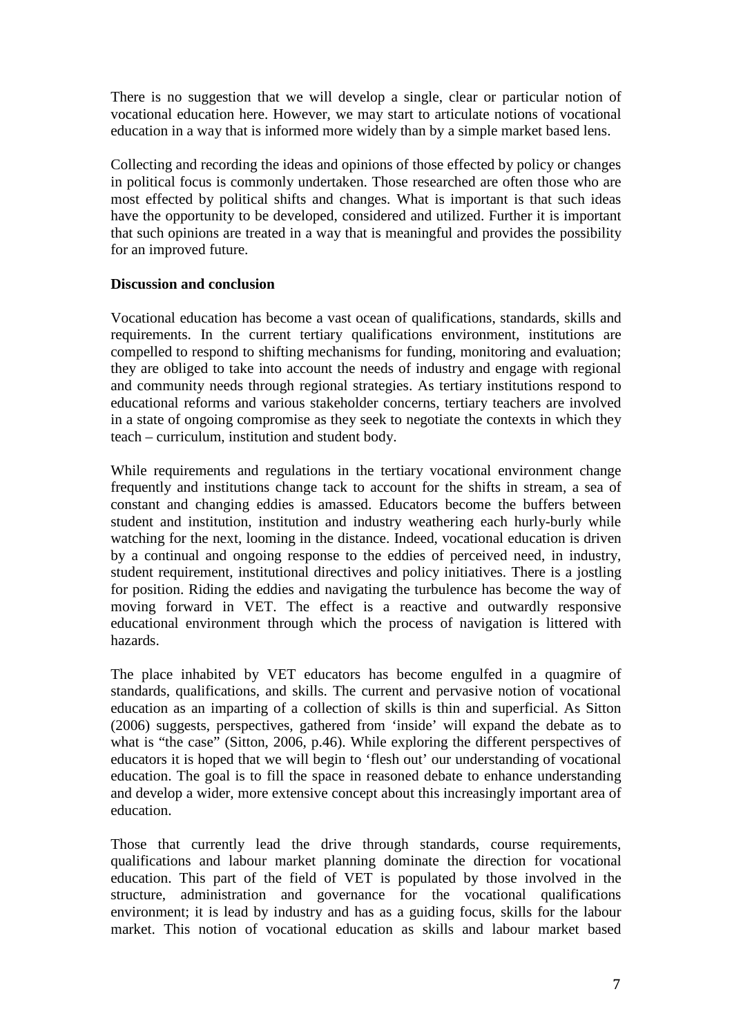There is no suggestion that we will develop a single, clear or particular notion of vocational education here. However, we may start to articulate notions of vocational education in a way that is informed more widely than by a simple market based lens.

Collecting and recording the ideas and opinions of those effected by policy or changes in political focus is commonly undertaken. Those researched are often those who are most effected by political shifts and changes. What is important is that such ideas have the opportunity to be developed, considered and utilized. Further it is important that such opinions are treated in a way that is meaningful and provides the possibility for an improved future.

**Discussion and conclusion**

Vocational education has become a vast ocean of qualifications, standards, skills and requirements. In the current tertiary qualifications environment, institutions are compelled to respond to shifting mechanisms for funding, monitoring and evaluation; they are obliged to take into account the needs of industry and engage with regional and community needs through regional strategies. As tertiary institutions respond to educational reforms and various stakeholder concerns, tertiary teachers are involved in a state of ongoing compromise as they seek to negotiate the contexts in which they teach – curriculum, institution and student body.

While requirements and regulations in the tertiary vocational environment change frequently and institutions change tack to account for the shifts in stream, a sea of constant and changing eddies is amassed. Educators become the buffers between student and institution, institution and industry weathering each hurly-burly while watching for the next, looming in the distance. Indeed, vocational education is driven by a continual and ongoing response to the eddies of perceived need, in industry, student requirement, institutional directives and policy initiatives. There is a jostling for position. Riding the eddies and navigating the turbulence has become the way of moving forward in VET. The effect is a reactive and outwardly responsive educational environment through which the process of navigation is littered with hazards.

The place inhabited by VET educators has become engulfed in a quagmire of standards, qualifications, and skills. The current and pervasive notion of vocational education as an imparting of a collection of skills is thin and superficial. As Sitton (2006) suggests, perspectives, gathered from 'inside' will expand the debate as to what is "the case" (Sitton, 2006, p.46). While exploring the different perspectives of educators it is hoped that we will begin to 'flesh out' our understanding of vocational education. The goal is to fill the space in reasoned debate to enhance understanding and develop a wider, more extensive concept about this increasingly important area of education.

Those that currently lead the drive through standards, course requirements, qualifications and labour market planning dominate the direction for vocational education. This part of the field of VET is populated by those involved in the structure, administration and governance for the vocational qualifications environment; it is lead by industry and has as a guiding focus, skills for the labour market. This notion of vocational education as skills and labour market based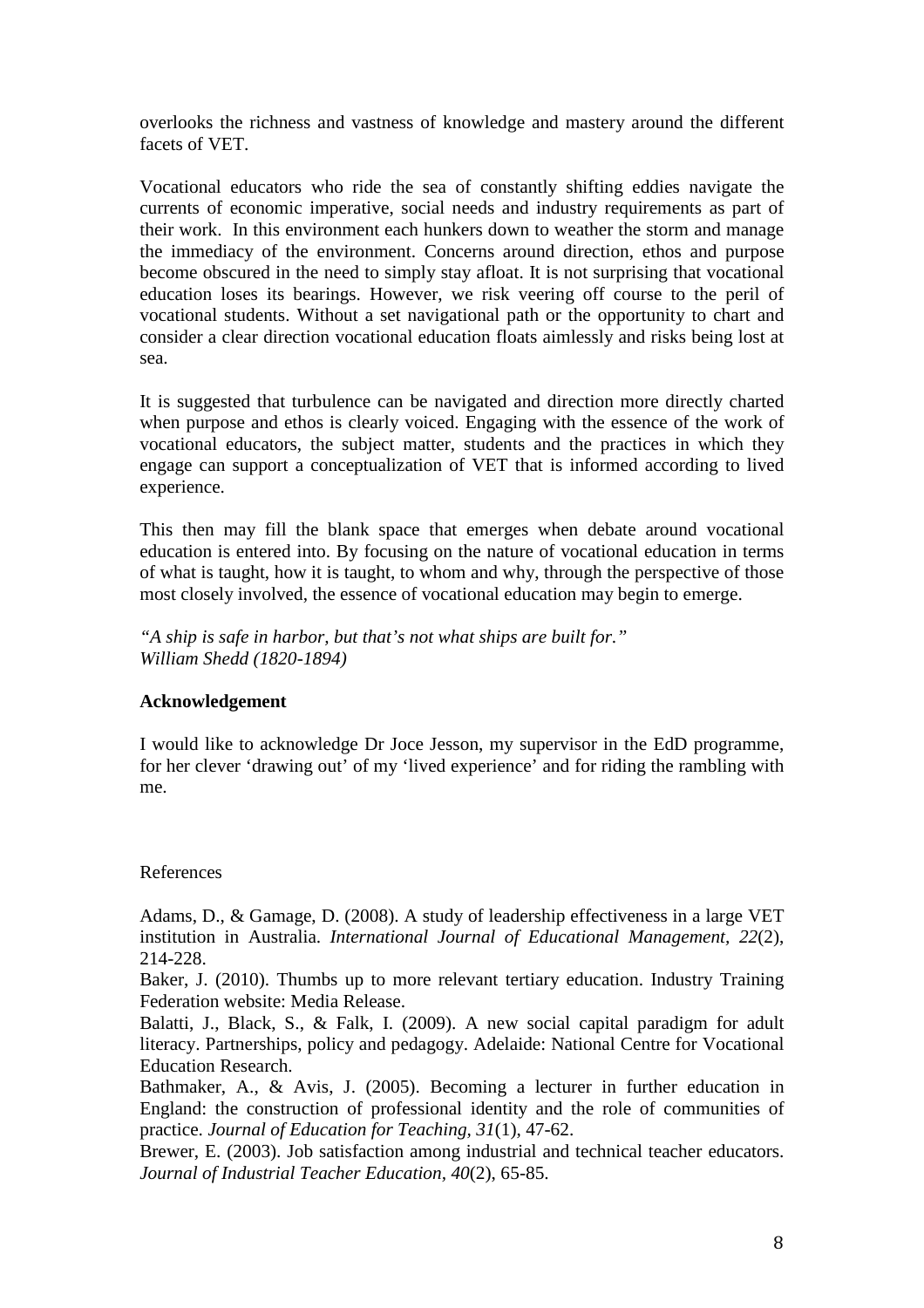overlooks the richness and vastness of knowledge and mastery around the different facets of VET.

Vocational educators who ride the sea of constantly shifting eddies navigate the currents of economic imperative, social needs and industry requirements as part of their work. In this environment each hunkers down to weather the storm and manage the immediacy of the environment. Concerns around direction, ethos and purpose become obscured in the need to simply stay afloat. It is not surprising that vocational education loses its bearings. However, we risk veering off course to the peril of vocational students. Without a set navigational path or the opportunity to chart and consider a clear direction vocational education floats aimlessly and risks being lost at sea.

It is suggested that turbulence can be navigated and direction more directly charted when purpose and ethos is clearly voiced. Engaging with the essence of the work of vocational educators, the subject matter, students and the practices in which they engage can support a conceptualization of VET that is informed according to lived experience.

This then may fill the blank space that emerges when debate around vocational education is entered into. By focusing on the nature of vocational education in terms of what is taught, how it is taught, to whom and why, through the perspective of those most closely involved, the essence of vocational education may begin to emerge.

*"A ship is safe in harbor, but that's not what ships are built for."*
*William Shedd (1820-1894)*

**Acknowledgement**

I would like to acknowledge Dr Joce Jesson, my supervisor in the EdD programme, for her clever 'drawing out' of my 'lived experience' and for riding the rambling with me.

References

Adams, D., & Gamage, D. (2008). A study of leadership effectiveness in a large VET institution in Australia. *International Journal of Educational Management, 22*(2), 214-228.

Baker, J. (2010). Thumbs up to more relevant tertiary education. Industry Training Federation website: Media Release.

Balatti, J., Black, S., & Falk, I. (2009). A new social capital paradigm for adult literacy. Partnerships, policy and pedagogy. Adelaide: National Centre for Vocational Education Research.

Bathmaker, A., & Avis, J. (2005). Becoming a lecturer in further education in England: the construction of professional identity and the role of communities of practice. *Journal of Education for Teaching, 31*(1), 47-62.

Brewer, E. (2003). Job satisfaction among industrial and technical teacher educators. *Journal of Industrial Teacher Education, 40*(2), 65-85.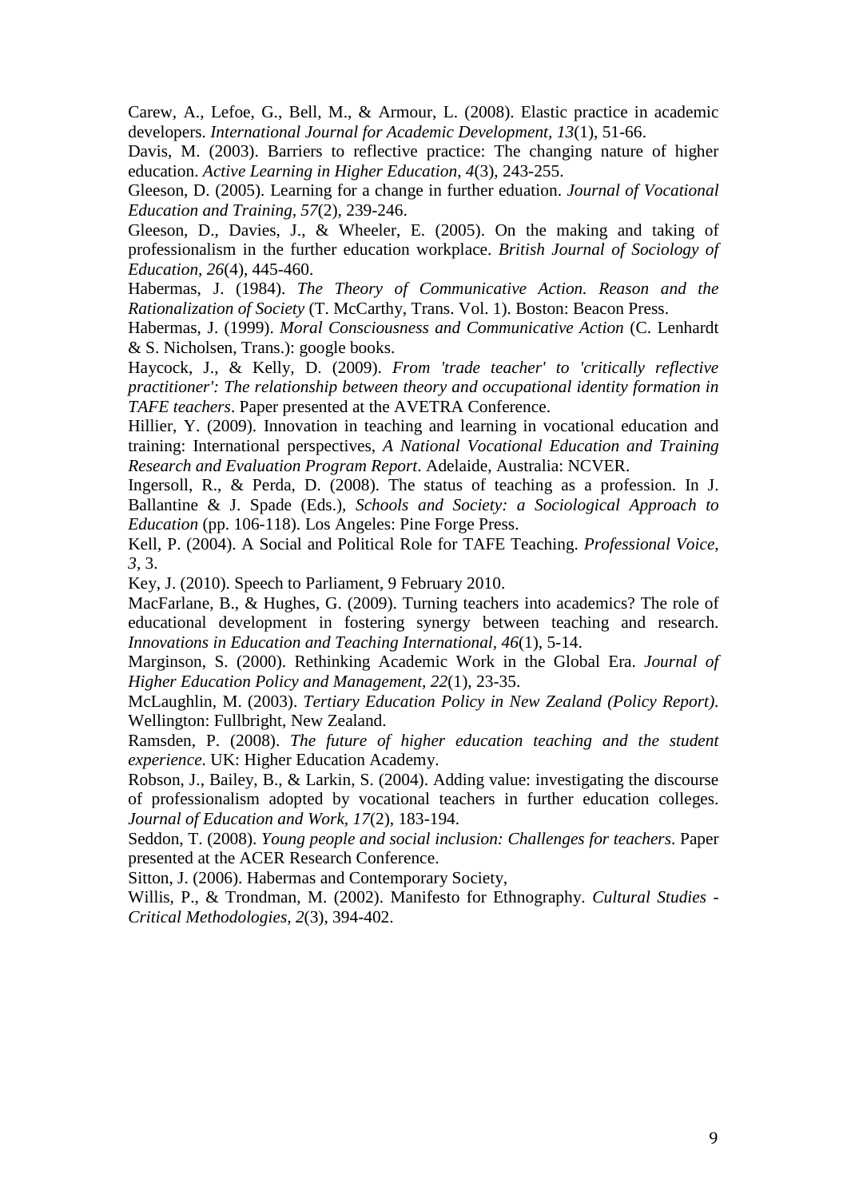Carew, A., Lefoe, G., Bell, M., & Armour, L. (2008). Elastic practice in academic developers. *International Journal for Academic Development, 13*(1), 51-66.

Davis, M. (2003). Barriers to reflective practice: The changing nature of higher education. *Active Learning in Higher Education, 4*(3), 243-255.

Gleeson, D. (2005). Learning for a change in further eduation. *Journal of Vocational Education and Training, 57*(2), 239-246.

Gleeson, D., Davies, J., & Wheeler, E. (2005). On the making and taking of professionalism in the further education workplace. *British Journal of Sociology of Education, 26*(4), 445-460.

Habermas, J. (1984). *The Theory of Communicative Action. Reason and the Rationalization of Society* (T. McCarthy, Trans. Vol. 1). Boston: Beacon Press.

Habermas, J. (1999). *Moral Consciousness and Communicative Action* (C. Lenhardt & S. Nicholsen, Trans.): google books.

Haycock, J., & Kelly, D. (2009). *From 'trade teacher' to 'critically reflective practitioner': The relationship between theory and occupational identity formation in TAFE teachers*. Paper presented at the AVETRA Conference.

Hillier, Y. (2009). Innovation in teaching and learning in vocational education and training: International perspectives, *A National Vocational Education and Training Research and Evaluation Program Report*. Adelaide, Australia: NCVER.

Ingersoll, R., & Perda, D. (2008). The status of teaching as a profession. In J. Ballantine & J. Spade (Eds.), *Schools and Society: a Sociological Approach to Education* (pp. 106-118). Los Angeles: Pine Forge Press.

Kell, P. (2004). A Social and Political Role for TAFE Teaching. *Professional Voice, 3*, 3.

Key, J. (2010). Speech to Parliament, 9 February 2010.

MacFarlane, B., & Hughes, G. (2009). Turning teachers into academics? The role of educational development in fostering synergy between teaching and research. *Innovations in Education and Teaching International, 46*(1), 5-14.

Marginson, S. (2000). Rethinking Academic Work in the Global Era. *Journal of Higher Education Policy and Management, 22*(1), 23-35.

McLaughlin, M. (2003). *Tertiary Education Policy in New Zealand (Policy Report)*. Wellington: Fullbright, New Zealand.

Ramsden, P. (2008). *The future of higher education teaching and the student experience*. UK: Higher Education Academy.

Robson, J., Bailey, B., & Larkin, S. (2004). Adding value: investigating the discourse of professionalism adopted by vocational teachers in further education colleges. *Journal of Education and Work, 17*(2), 183-194.

Seddon, T. (2008). *Young people and social inclusion: Challenges for teachers*. Paper presented at the ACER Research Conference.

Sitton, J. (2006). Habermas and Contemporary Society,

Willis, P., & Trondman, M. (2002). Manifesto for Ethnography. *Cultural Studies - Critical Methodologies, 2*(3), 394-402.